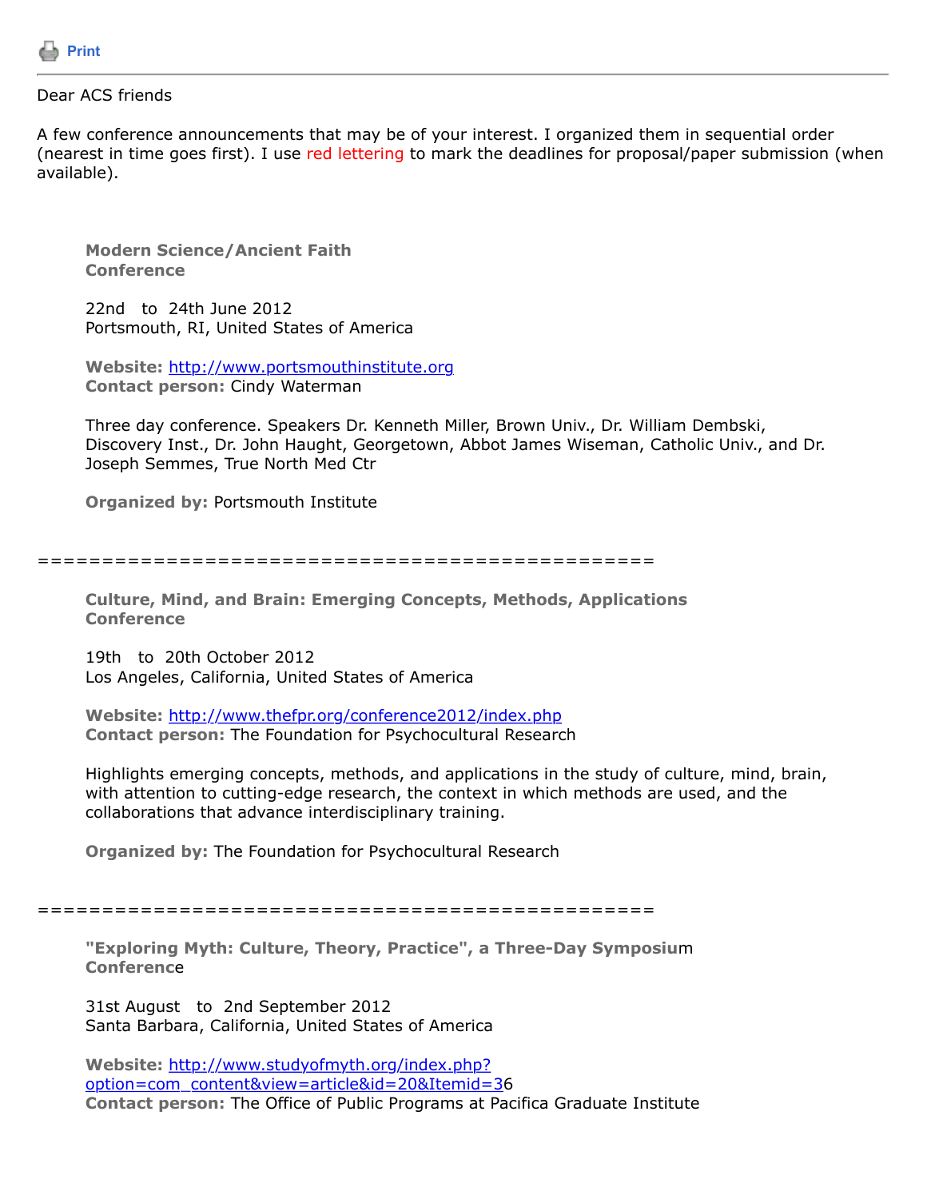Print

---

Dear ACS friends

A few conference announcements that may be of your interest. I organized them in sequential order (nearest in time goes first). I use red lettering to mark the deadlines for proposal/paper submission (when available).

**Modern Science/Ancient Faith**
**Conference**

22nd to 24th June 2012
Portsmouth, RI, United States of America

**Website:** http://www.portsmouthinstitute.org
**Contact person:** Cindy Waterman

Three day conference. Speakers Dr. Kenneth Miller, Brown Univ., Dr. William Dembski, Discovery Inst., Dr. John Haught, Georgetown, Abbot James Wiseman, Catholic Univ., and Dr. Joseph Semmes, True North Med Ctr

**Organized by:** Portsmouth Institute

==================================================

**Culture, Mind, and Brain: Emerging Concepts, Methods, Applications**
**Conference**

19th to 20th October 2012
Los Angeles, California, United States of America

**Website:** http://www.thefpr.org/conference2012/index.php
**Contact person:** The Foundation for Psychocultural Research

Highlights emerging concepts, methods, and applications in the study of culture, mind, brain, with attention to cutting-edge research, the context in which methods are used, and the collaborations that advance interdisciplinary training.

**Organized by:** The Foundation for Psychocultural Research

==================================================

**"Exploring Myth: Culture, Theory, Practice", a Three-Day Symposium**
**Conference**

31st August to 2nd September 2012
Santa Barbara, California, United States of America

**Website:** http://www.studyofmyth.org/index.php?option=com_content&view=article&id=20&Itemid=36
**Contact person:** The Office of Public Programs at Pacifica Graduate Institute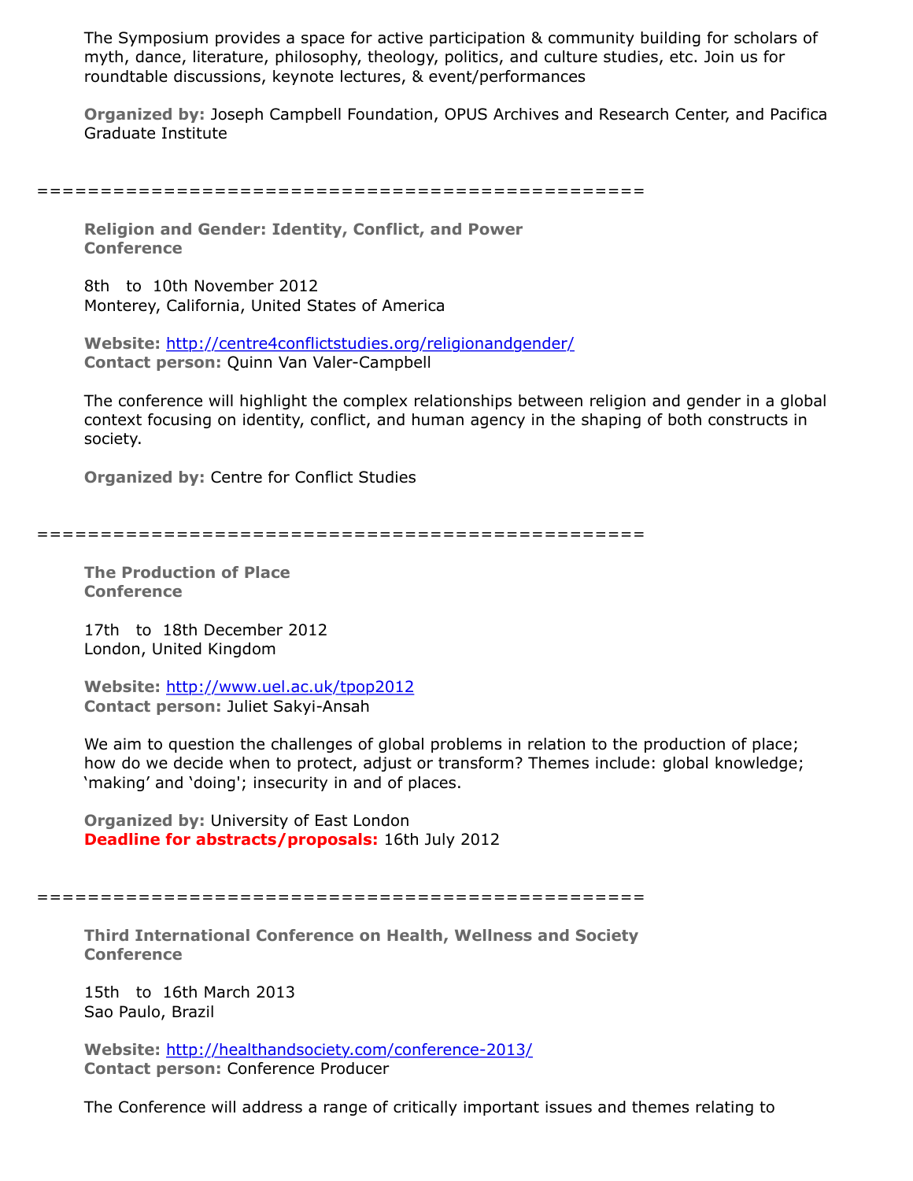The Symposium provides a space for active participation & community building for scholars of myth, dance, literature, philosophy, theology, politics, and culture studies, etc. Join us for roundtable discussions, keynote lectures, & event/performances

**Organized by:** Joseph Campbell Foundation, OPUS Archives and Research Center, and Pacifica Graduate Institute

================================================

**Religion and Gender: Identity, Conflict, and Power**
**Conference**

8th to 10th November 2012
Monterey, California, United States of America

**Website:** http://centre4conflictstudies.org/religionandgender/
**Contact person:** Quinn Van Valer-Campbell

The conference will highlight the complex relationships between religion and gender in a global context focusing on identity, conflict, and human agency in the shaping of both constructs in society.

**Organized by:** Centre for Conflict Studies

================================================

**The Production of Place**
**Conference**

17th to 18th December 2012
London, United Kingdom

**Website:** http://www.uel.ac.uk/tpop2012
**Contact person:** Juliet Sakyi-Ansah

We aim to question the challenges of global problems in relation to the production of place; how do we decide when to protect, adjust or transform? Themes include: global knowledge; 'making' and 'doing'; insecurity in and of places.

**Organized by:** University of East London
**Deadline for abstracts/proposals:** 16th July 2012

================================================

**Third International Conference on Health, Wellness and Society**
**Conference**

15th to 16th March 2013
Sao Paulo, Brazil

**Website:** http://healthandsociety.com/conference-2013/
**Contact person:** Conference Producer

The Conference will address a range of critically important issues and themes relating to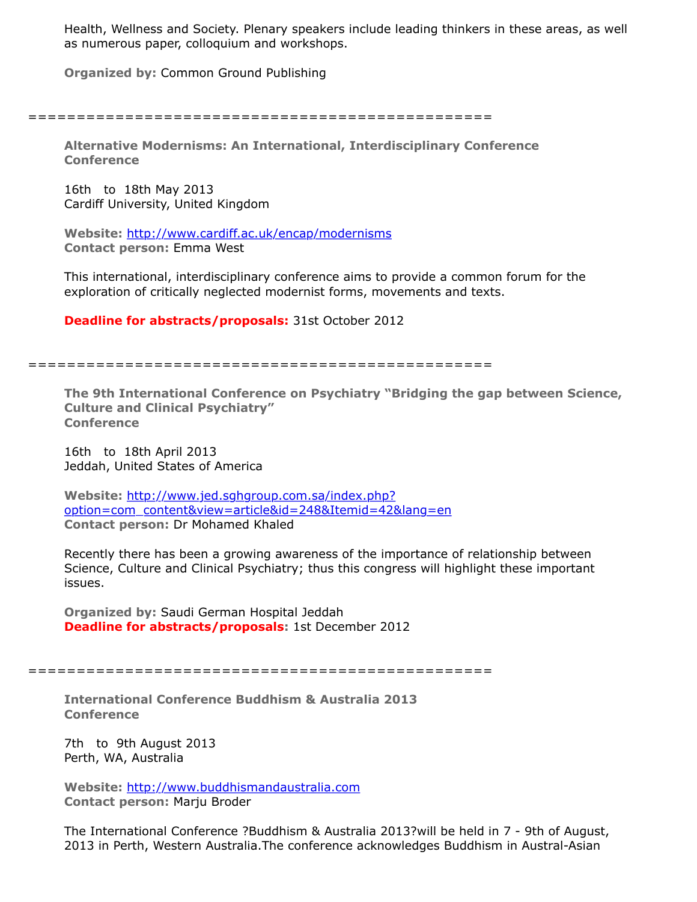Health, Wellness and Society. Plenary speakers include leading thinkers in these areas, as well as numerous paper, colloquium and workshops.

**Organized by:** Common Ground Publishing

================================================

**Alternative Modernisms: An International, Interdisciplinary Conference**
**Conference**

16th to 18th May 2013
Cardiff University, United Kingdom

**Website:** http://www.cardiff.ac.uk/encap/modernisms
**Contact person:** Emma West

This international, interdisciplinary conference aims to provide a common forum for the exploration of critically neglected modernist forms, movements and texts.

**Deadline for abstracts/proposals:** 31st October 2012

================================================

**The 9th International Conference on Psychiatry "Bridging the gap between Science, Culture and Clinical Psychiatry"**
**Conference**

16th to 18th April 2013
Jeddah, United States of America

**Website:** http://www.jed.sghgroup.com.sa/index.php?option=com_content&view=article&id=248&Itemid=42&lang=en
**Contact person:** Dr Mohamed Khaled

Recently there has been a growing awareness of the importance of relationship between Science, Culture and Clinical Psychiatry; thus this congress will highlight these important issues.

**Organized by:** Saudi German Hospital Jeddah
**Deadline for abstracts/proposals:** 1st December 2012

================================================

**International Conference Buddhism & Australia 2013**
**Conference**

7th to 9th August 2013
Perth, WA, Australia

**Website:** http://www.buddhismandaustralia.com
**Contact person:** Marju Broder

The International Conference ?Buddhism & Australia 2013?will be held in 7 - 9th of August, 2013 in Perth, Western Australia.The conference acknowledges Buddhism in Austral-Asian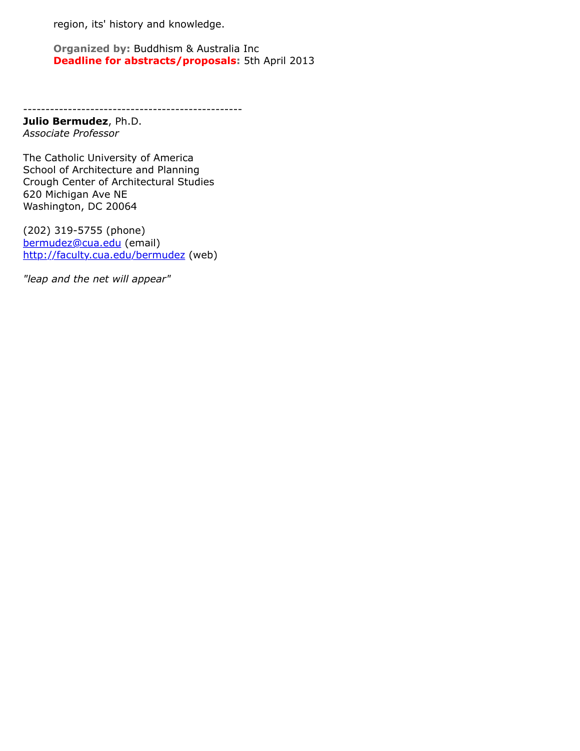region, its' history and knowledge.

**Organized by:** Buddhism & Australia Inc
**Deadline for abstracts/proposals:** 5th April 2013

-------------------------------------------------

**Julio Bermudez**, Ph.D.
*Associate Professor*

The Catholic University of America
School of Architecture and Planning
Crough Center of Architectural Studies
620 Michigan Ave NE
Washington, DC 20064

(202) 319-5755 (phone)
[bermudez@cua.edu](mailto:bermudez@cua.edu) (email)
[http://faculty.cua.edu/bermudez](http://faculty.cua.edu/bermudez) (web)

*"leap and the net will appear"*